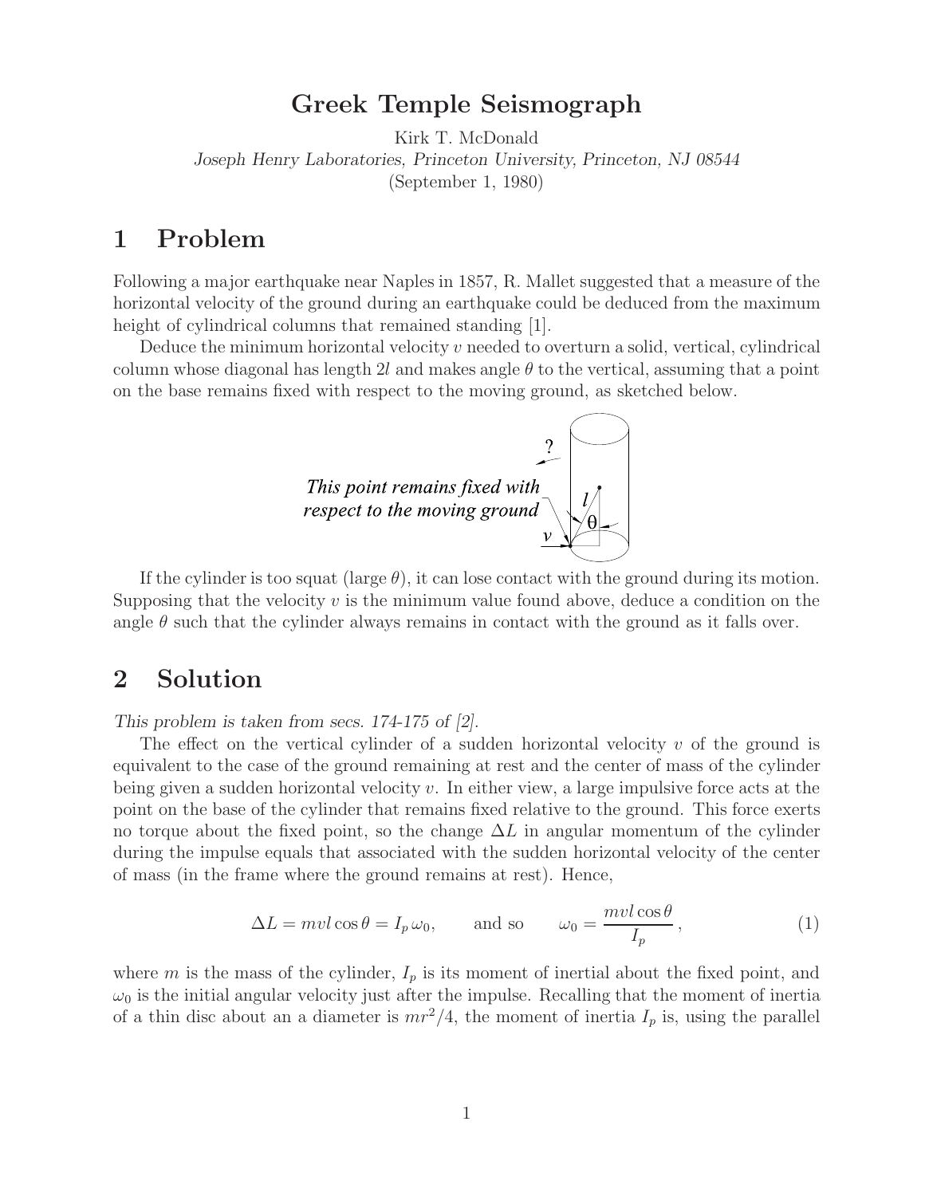# Greek Temple Seismograph

Kirk T. McDonald

*Joseph Henry Laboratories, Princeton University, Princeton, NJ 08544*

(September 1, 1980)

## 1 Problem

Following a major earthquake near Naples in 1857, R. Mallet suggested that a measure of the horizontal velocity of the ground during an earthquake could be deduced from the maximum height of cylindrical columns that remained standing [1].

Deduce the minimum horizontal velocity $v$ needed to overturn a solid, vertical, cylindrical column whose diagonal has length $2l$ and makes angle $\theta$ to the vertical, assuming that a point on the base remains fixed with respect to the moving ground, as sketched below.

If the cylinder is too squat (large $\theta$), it can lose contact with the ground during its motion. Supposing that the velocity $v$ is the minimum value found above, deduce a condition on the angle $\theta$ such that the cylinder always remains in contact with the ground as it falls over.

## 2 Solution

*This problem is taken from secs. 174-175 of [2].*

The effect on the vertical cylinder of a sudden horizontal velocity $v$ of the ground is equivalent to the case of the ground remaining at rest and the center of mass of the cylinder being given a sudden horizontal velocity $v$. In either view, a large impulsive force acts at the point on the base of the cylinder that remains fixed relative to the ground. This force exerts no torque about the fixed point, so the change $\Delta L$ in angular momentum of the cylinder during the impulse equals that associated with the sudden horizontal velocity of the center of mass (in the frame where the ground remains at rest). Hence,

$$\Delta L = mvl\cos\theta = I_p\,\omega_0, \qquad \text{and so} \qquad \omega_0 = \frac{mvl\cos\theta}{I_p}, \tag{1}$$

where $m$ is the mass of the cylinder, $I_p$ is its moment of inertial about the fixed point, and $\omega_0$ is the initial angular velocity just after the impulse. Recalling that the moment of inertia of a thin disc about an a diameter is $mr^2/4$, the moment of inertia $I_p$ is, using the parallel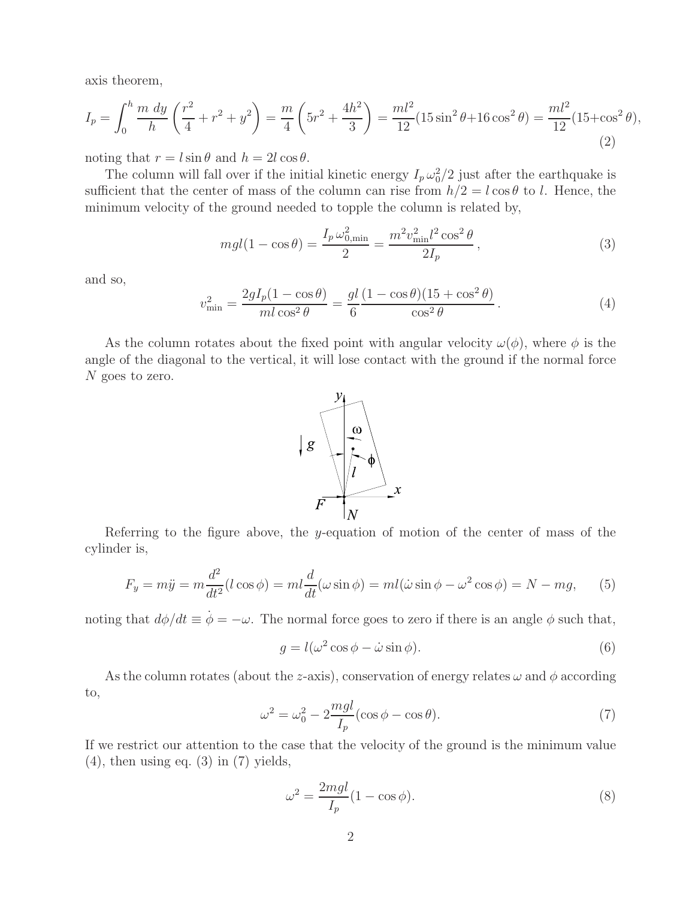axis theorem,

$$I_p = \int_0^h \frac{m\ dy}{h}\left(\frac{r^2}{4} + r^2 + y^2\right) = \frac{m}{4}\left(5r^2 + \frac{4h^2}{3}\right) = \frac{ml^2}{12}(15\sin^2\theta + 16\cos^2\theta) = \frac{ml^2}{12}(15 + \cos^2\theta), \tag{2}$$

noting that $r = l\sin\theta$ and $h = 2l\cos\theta$.

The column will fall over if the initial kinetic energy $I_p\,\omega_0^2/2$ just after the earthquake is sufficient that the center of mass of the column can rise from $h/2 = l\cos\theta$ to $l$. Hence, the minimum velocity of the ground needed to topple the column is related by,

$$mgl(1 - \cos\theta) = \frac{I_p\,\omega_{0,\mathrm{min}}^2}{2} = \frac{m^2 v_{\mathrm{min}}^2 l^2 \cos^2\theta}{2I_p}, \tag{3}$$

and so,

$$v_{\mathrm{min}}^2 = \frac{2gI_p(1-\cos\theta)}{ml\cos^2\theta} = \frac{gl}{6}\frac{(1-\cos\theta)(15+\cos^2\theta)}{\cos^2\theta}. \tag{4}$$

As the column rotates about the fixed point with angular velocity $\omega(\phi)$, where $\phi$ is the angle of the diagonal to the vertical, it will lose contact with the ground if the normal force $N$ goes to zero.

Referring to the figure above, the $y$-equation of motion of the center of mass of the cylinder is,

$$F_y = m\ddot{y} = m\frac{d^2}{dt^2}(l\cos\phi) = ml\frac{d}{dt}(\omega\sin\phi) = ml(\dot{\omega}\sin\phi - \omega^2\cos\phi) = N - mg, \tag{5}$$

noting that $d\phi/dt \equiv \dot{\phi} = -\omega$. The normal force goes to zero if there is an angle $\phi$ such that,

$$g = l(\omega^2\cos\phi - \dot{\omega}\sin\phi). \tag{6}$$

As the column rotates (about the $z$-axis), conservation of energy relates $\omega$ and $\phi$ according to,

$$\omega^2 = \omega_0^2 - 2\frac{mgl}{I_p}(\cos\phi - \cos\theta). \tag{7}$$

If we restrict our attention to the case that the velocity of the ground is the minimum value (4), then using eq. (3) in (7) yields,

$$\omega^2 = \frac{2mgl}{I_p}(1 - \cos\phi). \tag{8}$$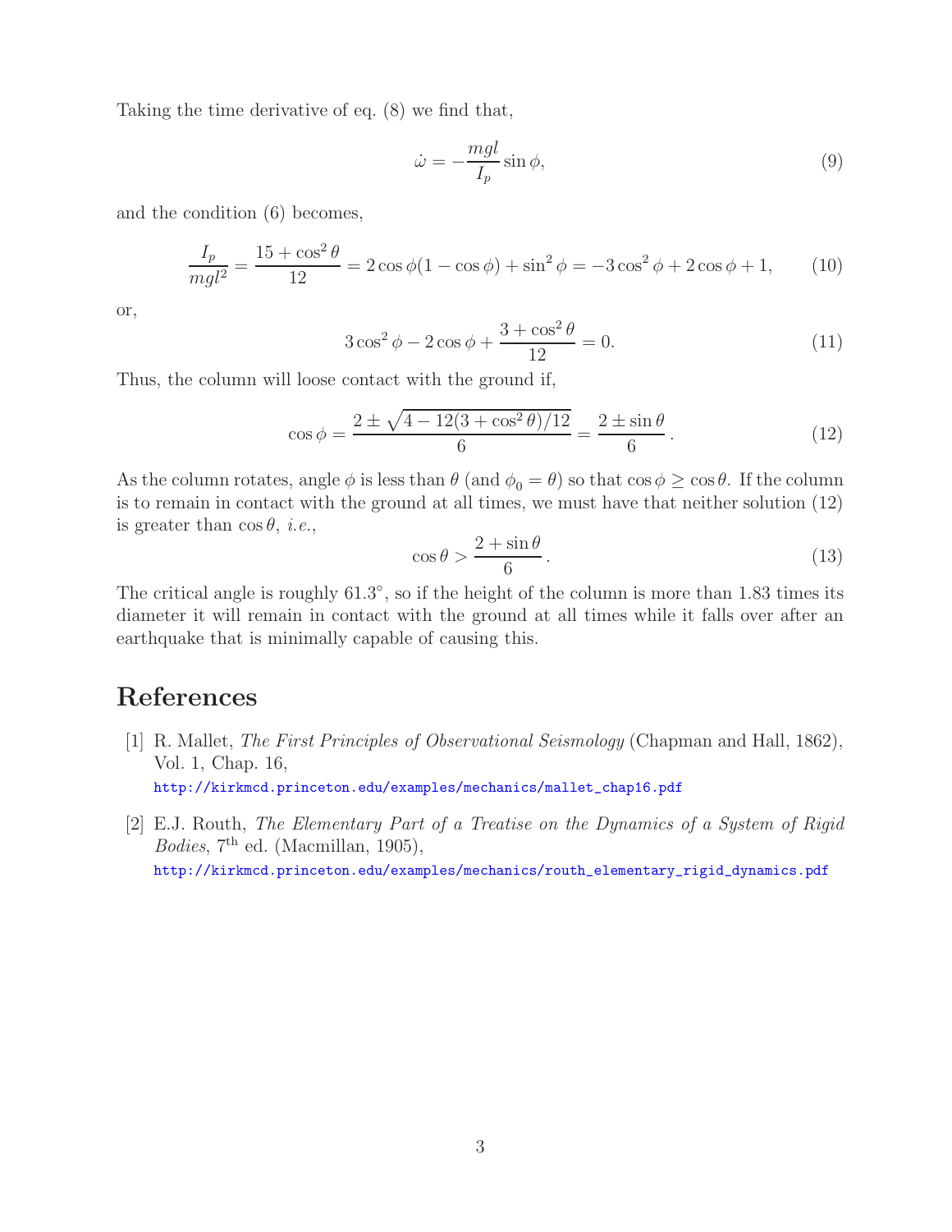Taking the time derivative of eq. (8) we find that,

$$\dot{\omega} = -\frac{mgl}{I_p}\sin\phi, \tag{9}$$

and the condition (6) becomes,

$$\frac{I_p}{mgl^2} = \frac{15 + \cos^2\theta}{12} = 2\cos\phi(1 - \cos\phi) + \sin^2\phi = -3\cos^2\phi + 2\cos\phi + 1, \tag{10}$$

or,

$$3\cos^2\phi - 2\cos\phi + \frac{3 + \cos^2\theta}{12} = 0. \tag{11}$$

Thus, the column will loose contact with the ground if,

$$\cos\phi = \frac{2 \pm \sqrt{4 - 12(3 + \cos^2\theta)/12}}{6} = \frac{2 \pm \sin\theta}{6}. \tag{12}$$

As the column rotates, angle $\phi$ is less than $\theta$ (and $\phi_0 = \theta$) so that $\cos\phi \geq \cos\theta$. If the column is to remain in contact with the ground at all times, we must have that neither solution (12) is greater than $\cos\theta$, *i.e.*,

$$\cos\theta > \frac{2 + \sin\theta}{6}. \tag{13}$$

The critical angle is roughly $61.3^\circ$, so if the height of the column is more than 1.83 times its diameter it will remain in contact with the ground at all times while it falls over after an earthquake that is minimally capable of causing this.

## References

[1] R. Mallet, *The First Principles of Observational Seismology* (Chapman and Hall, 1862), Vol. 1, Chap. 16,
http://kirkmcd.princeton.edu/examples/mechanics/mallet_chap16.pdf

[2] E.J. Routh, *The Elementary Part of a Treatise on the Dynamics of a System of Rigid Bodies*, 7th ed. (Macmillan, 1905),
http://kirkmcd.princeton.edu/examples/mechanics/routh_elementary_rigid_dynamics.pdf